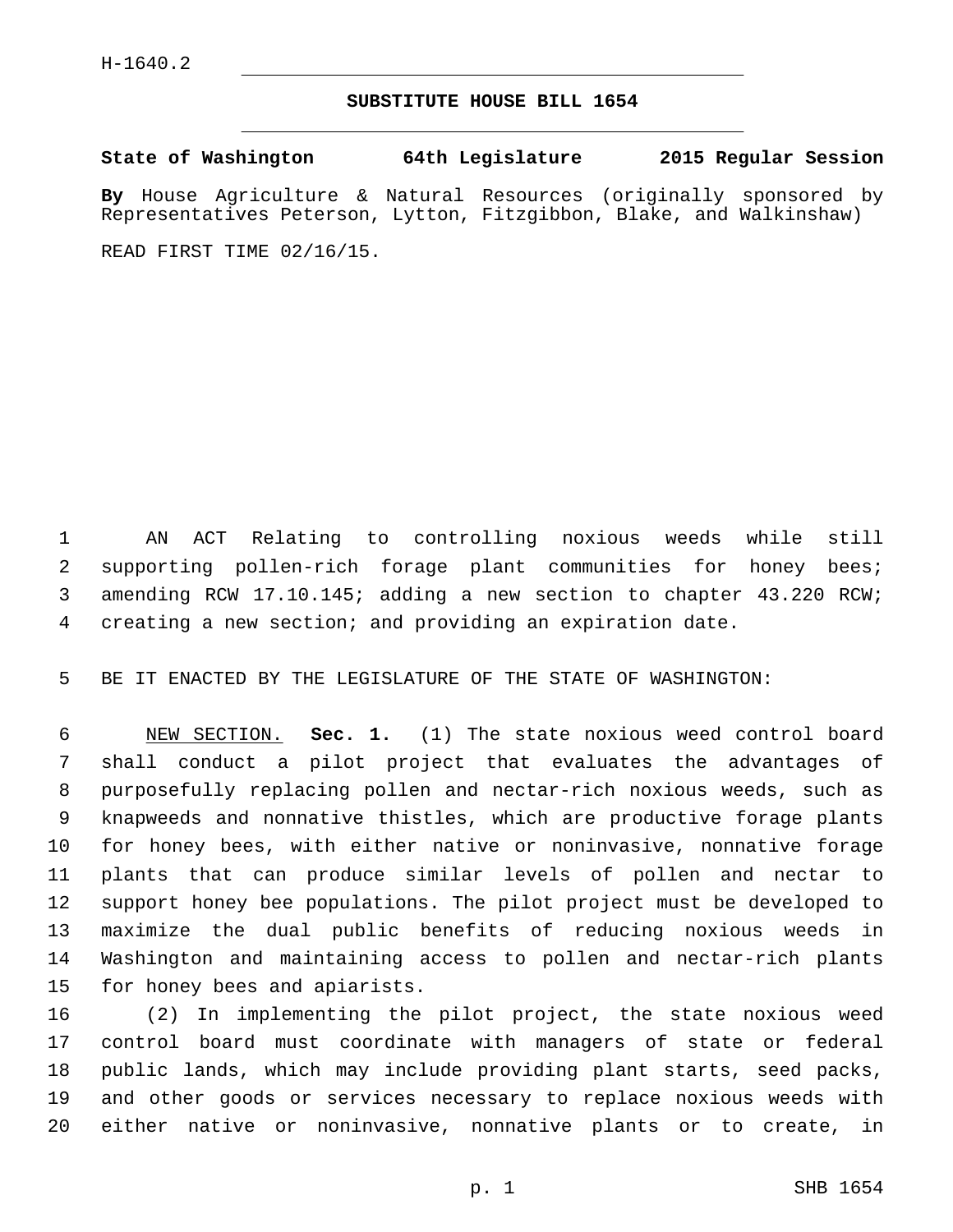H-1640.2

# SUBSTITUTE HOUSE BILL 1654

**State of Washington 64th Legislature 2015 Regular Session**

**By** House Agriculture & Natural Resources (originally sponsored by Representatives Peterson, Lytton, Fitzgibbon, Blake, and Walkinshaw)

READ FIRST TIME 02/16/15.

AN ACT Relating to controlling noxious weeds while still supporting pollen-rich forage plant communities for honey bees; amending RCW 17.10.145; adding a new section to chapter 43.220 RCW; creating a new section; and providing an expiration date.

BE IT ENACTED BY THE LEGISLATURE OF THE STATE OF WASHINGTON:

NEW SECTION. **Sec. 1.** (1) The state noxious weed control board shall conduct a pilot project that evaluates the advantages of purposefully replacing pollen and nectar-rich noxious weeds, such as knapweeds and nonnative thistles, which are productive forage plants for honey bees, with either native or noninvasive, nonnative forage plants that can produce similar levels of pollen and nectar to support honey bee populations. The pilot project must be developed to maximize the dual public benefits of reducing noxious weeds in Washington and maintaining access to pollen and nectar-rich plants for honey bees and apiarists.

(2) In implementing the pilot project, the state noxious weed control board must coordinate with managers of state or federal public lands, which may include providing plant starts, seed packs, and other goods or services necessary to replace noxious weeds with either native or noninvasive, nonnative plants or to create, in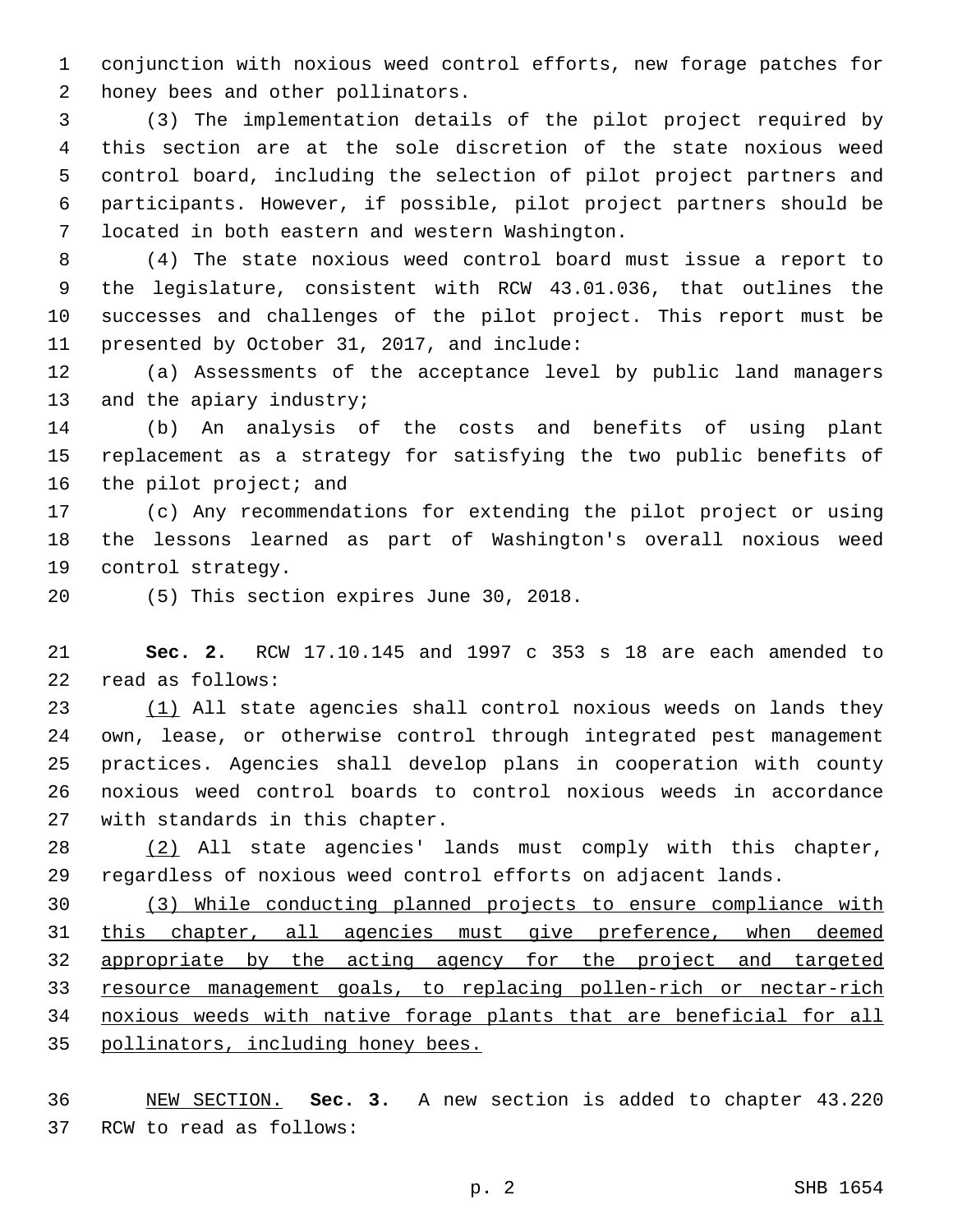conjunction with noxious weed control efforts, new forage patches for honey bees and other pollinators.

(3) The implementation details of the pilot project required by this section are at the sole discretion of the state noxious weed control board, including the selection of pilot project partners and participants. However, if possible, pilot project partners should be located in both eastern and western Washington.

(4) The state noxious weed control board must issue a report to the legislature, consistent with RCW 43.01.036, that outlines the successes and challenges of the pilot project. This report must be presented by October 31, 2017, and include:

(a) Assessments of the acceptance level by public land managers and the apiary industry;

(b) An analysis of the costs and benefits of using plant replacement as a strategy for satisfying the two public benefits of the pilot project; and

(c) Any recommendations for extending the pilot project or using the lessons learned as part of Washington's overall noxious weed control strategy.

(5) This section expires June 30, 2018.

**Sec. 2.** RCW 17.10.145 and 1997 c 353 s 18 are each amended to read as follows:

(1) All state agencies shall control noxious weeds on lands they own, lease, or otherwise control through integrated pest management practices. Agencies shall develop plans in cooperation with county noxious weed control boards to control noxious weeds in accordance with standards in this chapter.

(2) All state agencies' lands must comply with this chapter, regardless of noxious weed control efforts on adjacent lands.

(3) While conducting planned projects to ensure compliance with this chapter, all agencies must give preference, when deemed appropriate by the acting agency for the project and targeted resource management goals, to replacing pollen-rich or nectar-rich noxious weeds with native forage plants that are beneficial for all pollinators, including honey bees.

NEW SECTION. **Sec. 3.** A new section is added to chapter 43.220 RCW to read as follows: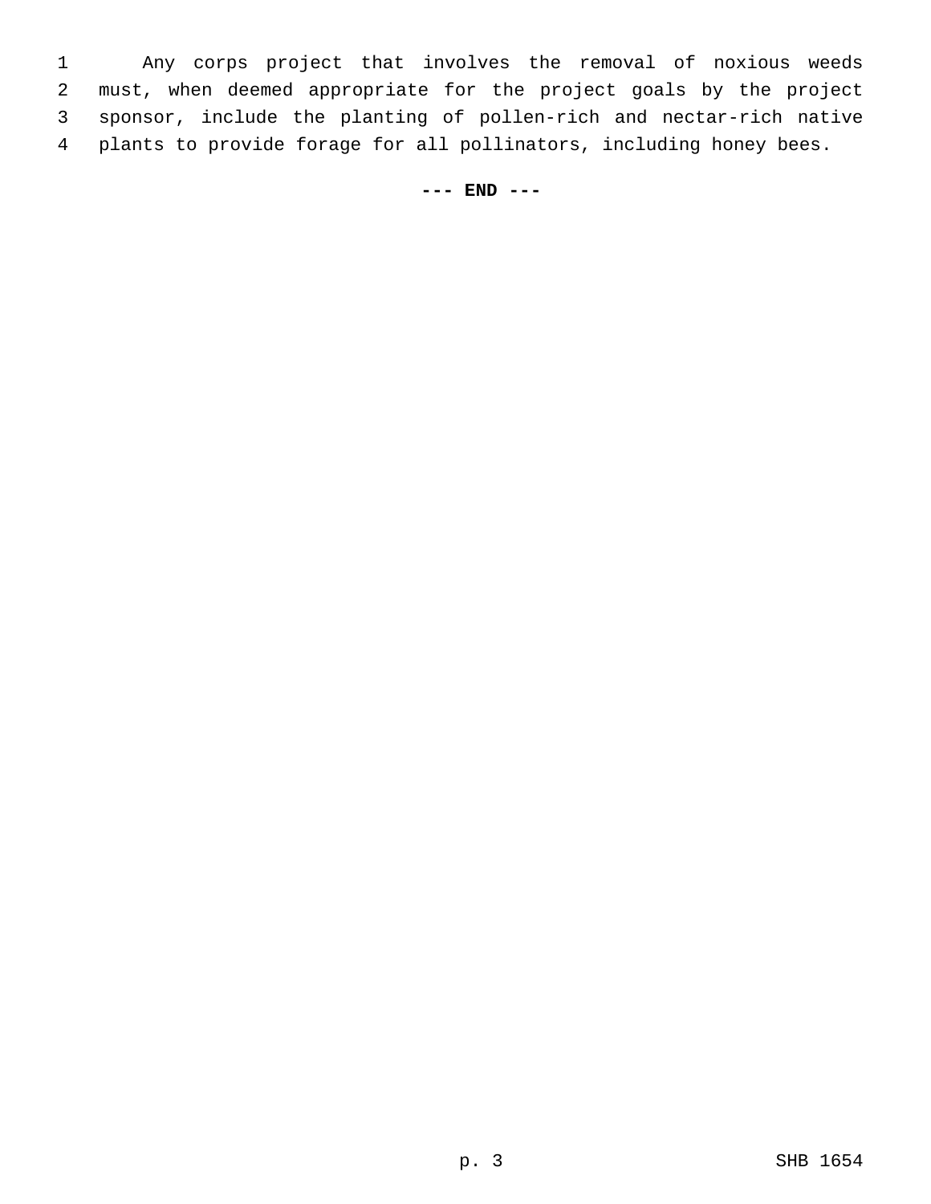Any corps project that involves the removal of noxious weeds must, when deemed appropriate for the project goals by the project sponsor, include the planting of pollen-rich and nectar-rich native plants to provide forage for all pollinators, including honey bees.

**--- END ---**